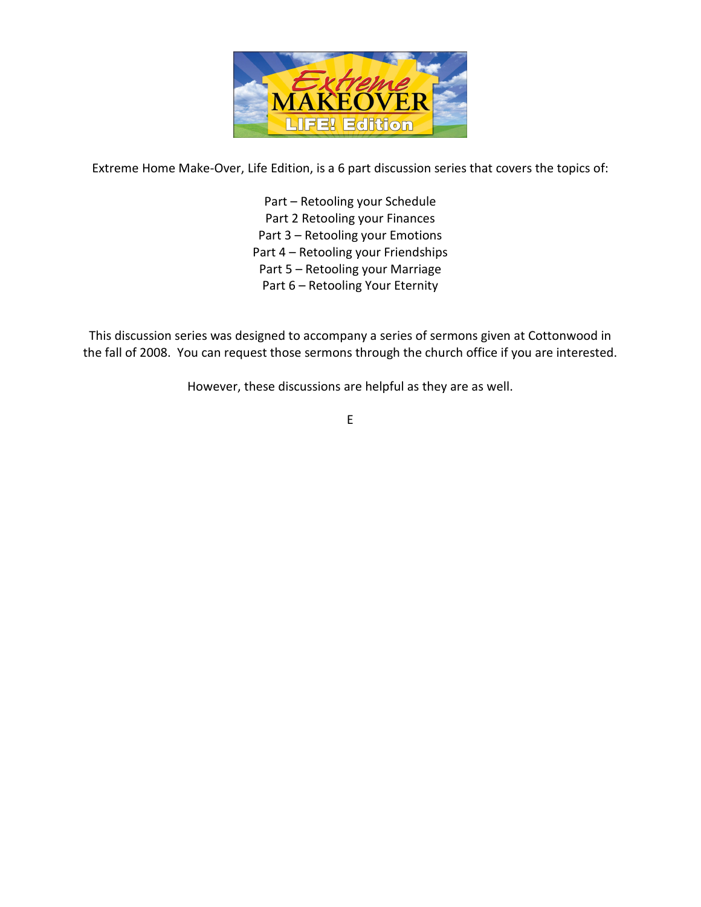Extreme Home Make-Over, Life Edition, is a 6 part discussion series that covers the topics of:

Part – Retooling your Schedule
Part 2 Retooling your Finances
Part 3 – Retooling your Emotions
Part 4 – Retooling your Friendships
Part 5 – Retooling your Marriage
Part 6 – Retooling Your Eternity

This discussion series was designed to accompany a series of sermons given at Cottonwood in the fall of 2008. You can request those sermons through the church office if you are interested.

However, these discussions are helpful as they are as well.

E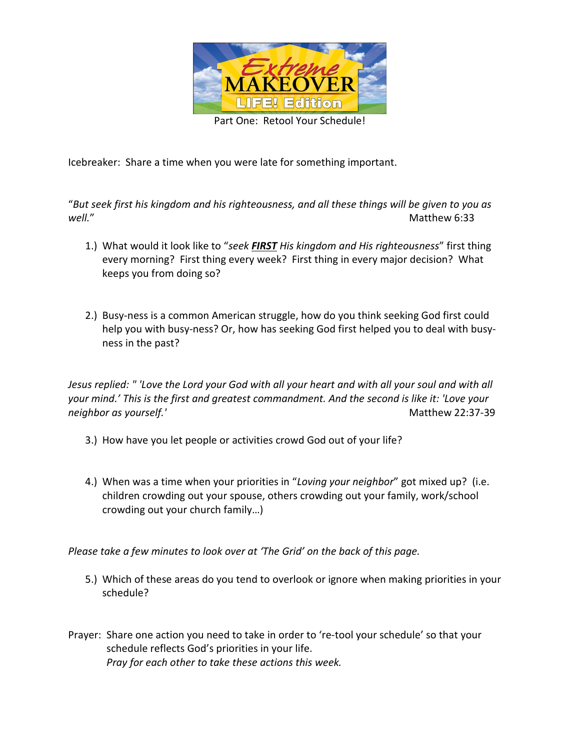Extreme MAKEOVER LIFE! Edition

Part One: Retool Your Schedule!

Icebreaker: Share a time when you were late for something important.

"*But seek first his kingdom and his righteousness, and all these things will be given to you as well.*" Matthew 6:33

1.) What would it look like to "*seek* ***FIRST*** *His kingdom and His righteousness*" first thing every morning? First thing every week? First thing in every major decision? What keeps you from doing so?

2.) Busy-ness is a common American struggle, how do you think seeking God first could help you with busy-ness? Or, how has seeking God first helped you to deal with busy-ness in the past?

*Jesus replied: " 'Love the Lord your God with all your heart and with all your soul and with all your mind.' This is the first and greatest commandment. And the second is like it: 'Love your neighbor as yourself.'* Matthew 22:37-39

3.) How have you let people or activities crowd God out of your life?

4.) When was a time when your priorities in "*Loving your neighbor*" got mixed up? (i.e. children crowding out your spouse, others crowding out your family, work/school crowding out your church family…)

*Please take a few minutes to look over at 'The Grid' on the back of this page.*

5.) Which of these areas do you tend to overlook or ignore when making priorities in your schedule?

Prayer: Share one action you need to take in order to 're-tool your schedule' so that your schedule reflects God's priorities in your life.
*Pray for each other to take these actions this week.*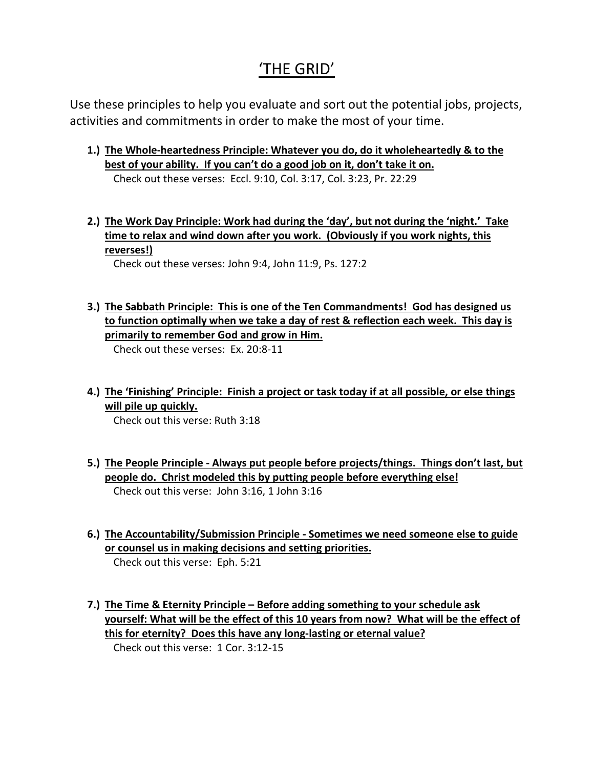# 'THE GRID'

Use these principles to help you evaluate and sort out the potential jobs, projects, activities and commitments in order to make the most of your time.

1.) **The Whole-heartedness Principle: Whatever you do, do it wholeheartedly & to the best of your ability. If you can't do a good job on it, don't take it on.**
   Check out these verses: Eccl. 9:10, Col. 3:17, Col. 3:23, Pr. 22:29

2.) **The Work Day Principle: Work had during the 'day', but not during the 'night.' Take time to relax and wind down after you work. (Obviously if you work nights, this reverses!)**
   Check out these verses: John 9:4, John 11:9, Ps. 127:2

3.) **The Sabbath Principle: This is one of the Ten Commandments! God has designed us to function optimally when we take a day of rest & reflection each week. This day is primarily to remember God and grow in Him.**
   Check out these verses: Ex. 20:8-11

4.) **The 'Finishing' Principle: Finish a project or task today if at all possible, or else things will pile up quickly.**
   Check out this verse: Ruth 3:18

5.) **The People Principle - Always put people before projects/things. Things don't last, but people do. Christ modeled this by putting people before everything else!**
   Check out this verse: John 3:16, 1 John 3:16

6.) **The Accountability/Submission Principle - Sometimes we need someone else to guide or counsel us in making decisions and setting priorities.**
   Check out this verse: Eph. 5:21

7.) **The Time & Eternity Principle – Before adding something to your schedule ask yourself: What will be the effect of this 10 years from now? What will be the effect of this for eternity? Does this have any long-lasting or eternal value?**
   Check out this verse: 1 Cor. 3:12-15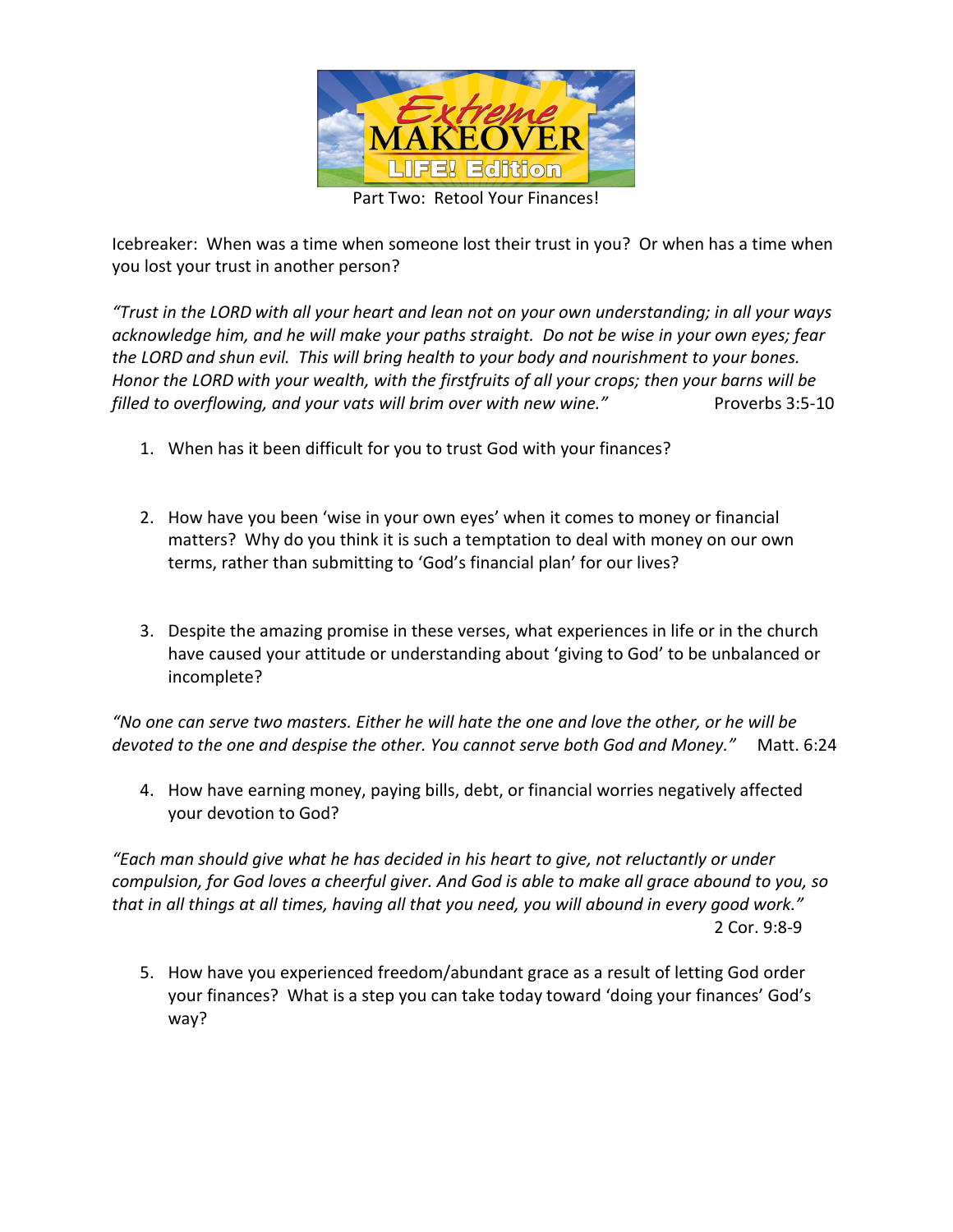Part Two: Retool Your Finances!

Icebreaker: When was a time when someone lost their trust in you? Or when has a time when you lost your trust in another person?

*"Trust in the LORD with all your heart and lean not on your own understanding; in all your ways acknowledge him, and he will make your paths straight. Do not be wise in your own eyes; fear the LORD and shun evil. This will bring health to your body and nourishment to your bones. Honor the LORD with your wealth, with the firstfruits of all your crops; then your barns will be filled to overflowing, and your vats will brim over with new wine."* Proverbs 3:5-10

1. When has it been difficult for you to trust God with your finances?

2. How have you been 'wise in your own eyes' when it comes to money or financial matters? Why do you think it is such a temptation to deal with money on our own terms, rather than submitting to 'God's financial plan' for our lives?

3. Despite the amazing promise in these verses, what experiences in life or in the church have caused your attitude or understanding about 'giving to God' to be unbalanced or incomplete?

*"No one can serve two masters. Either he will hate the one and love the other, or he will be devoted to the one and despise the other. You cannot serve both God and Money."* Matt. 6:24

4. How have earning money, paying bills, debt, or financial worries negatively affected your devotion to God?

*"Each man should give what he has decided in his heart to give, not reluctantly or under compulsion, for God loves a cheerful giver. And God is able to make all grace abound to you, so that in all things at all times, having all that you need, you will abound in every good work."* 2 Cor. 9:8-9

5. How have you experienced freedom/abundant grace as a result of letting God order your finances? What is a step you can take today toward 'doing your finances' God's way?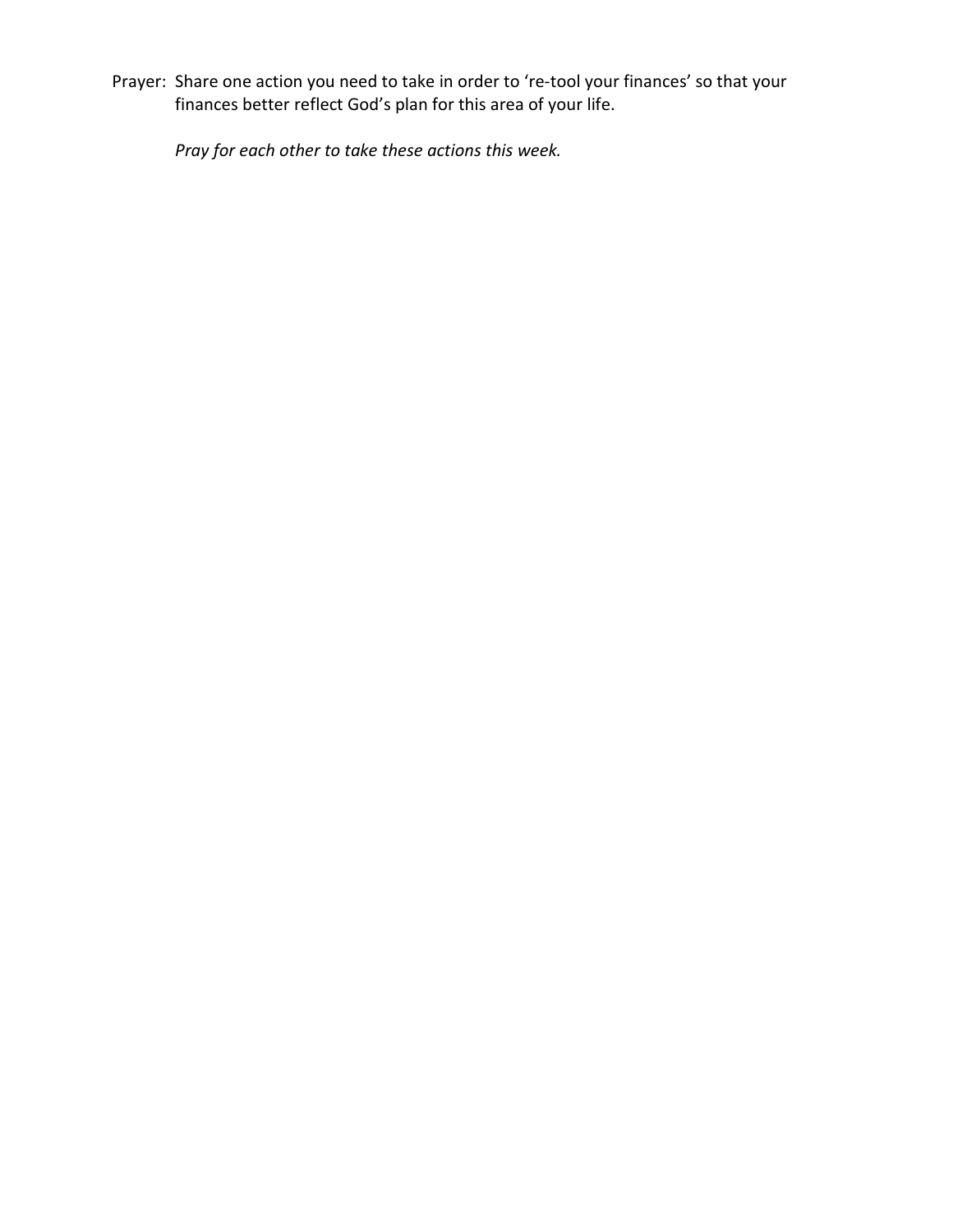Prayer: Share one action you need to take in order to 're-tool your finances' so that your finances better reflect God's plan for this area of your life.

*Pray for each other to take these actions this week.*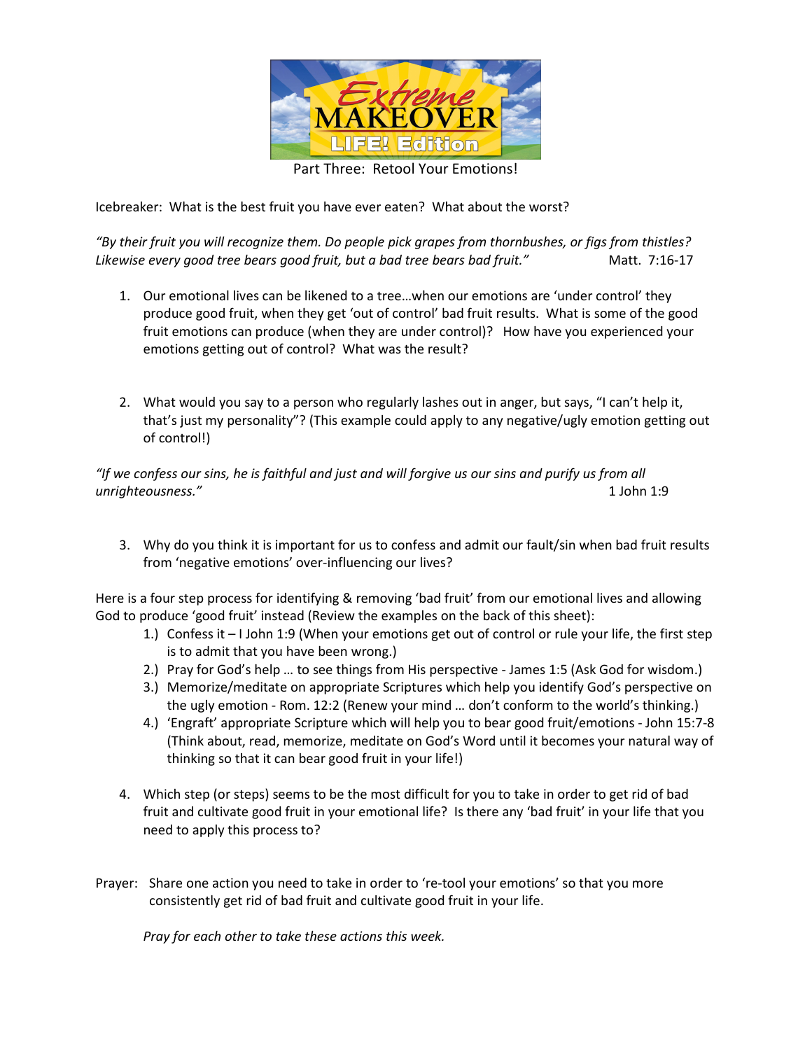Part Three: Retool Your Emotions!

Icebreaker: What is the best fruit you have ever eaten? What about the worst?

*"By their fruit you will recognize them. Do people pick grapes from thornbushes, or figs from thistles? Likewise every good tree bears good fruit, but a bad tree bears bad fruit."* Matt. 7:16-17

1. Our emotional lives can be likened to a tree…when our emotions are 'under control' they produce good fruit, when they get 'out of control' bad fruit results. What is some of the good fruit emotions can produce (when they are under control)? How have you experienced your emotions getting out of control? What was the result?

2. What would you say to a person who regularly lashes out in anger, but says, "I can't help it, that's just my personality"? (This example could apply to any negative/ugly emotion getting out of control!)

*"If we confess our sins, he is faithful and just and will forgive us our sins and purify us from all unrighteousness."* 1 John 1:9

3. Why do you think it is important for us to confess and admit our fault/sin when bad fruit results from 'negative emotions' over-influencing our lives?

Here is a four step process for identifying & removing 'bad fruit' from our emotional lives and allowing God to produce 'good fruit' instead (Review the examples on the back of this sheet):

1.) Confess it – I John 1:9 (When your emotions get out of control or rule your life, the first step is to admit that you have been wrong.)
2.) Pray for God's help … to see things from His perspective - James 1:5 (Ask God for wisdom.)
3.) Memorize/meditate on appropriate Scriptures which help you identify God's perspective on the ugly emotion - Rom. 12:2 (Renew your mind … don't conform to the world's thinking.)
4.) 'Engraft' appropriate Scripture which will help you to bear good fruit/emotions - John 15:7-8 (Think about, read, memorize, meditate on God's Word until it becomes your natural way of thinking so that it can bear good fruit in your life!)

4. Which step (or steps) seems to be the most difficult for you to take in order to get rid of bad fruit and cultivate good fruit in your emotional life? Is there any 'bad fruit' in your life that you need to apply this process to?

Prayer: Share one action you need to take in order to 're-tool your emotions' so that you more consistently get rid of bad fruit and cultivate good fruit in your life.

*Pray for each other to take these actions this week.*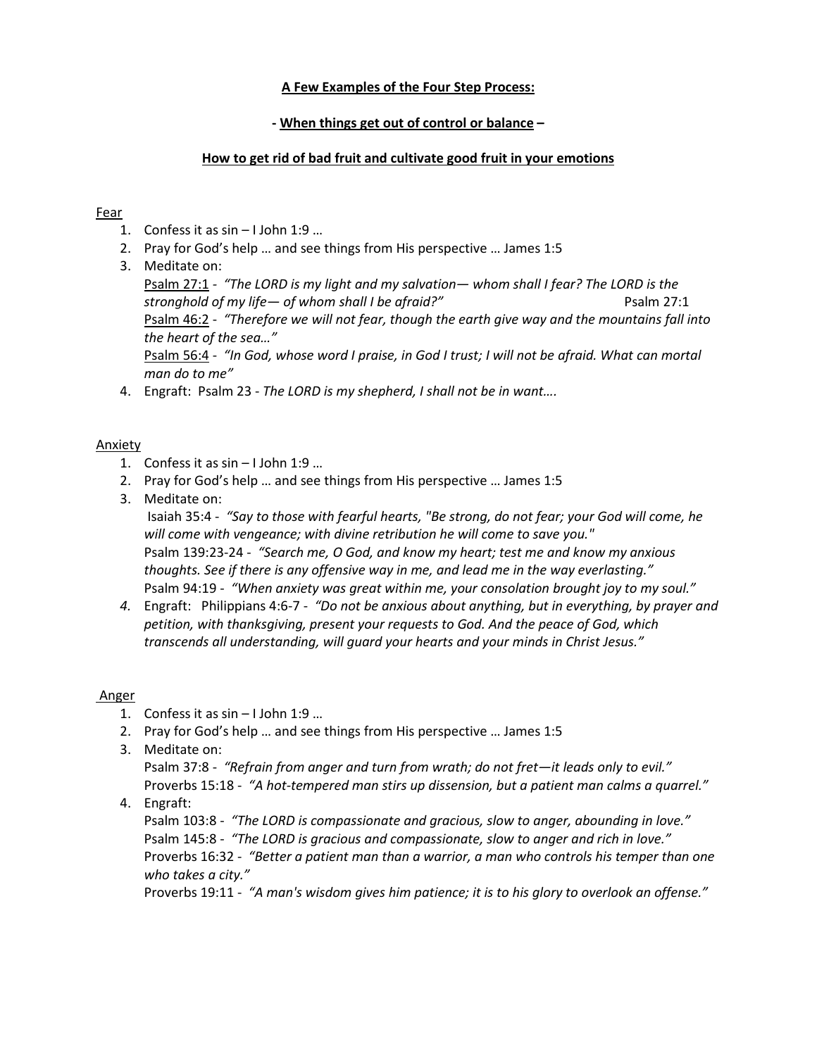**A Few Examples of the Four Step Process:**

**- When things get out of control or balance –**

**How to get rid of bad fruit and cultivate good fruit in your emotions**

Fear

1. Confess it as sin – I John 1:9 …
2. Pray for God's help … and see things from His perspective … James 1:5
3. Meditate on:
   Psalm 27:1 - *"The LORD is my light and my salvation— whom shall I fear? The LORD is the stronghold of my life— of whom shall I be afraid?"* Psalm 27:1
   Psalm 46:2 - *"Therefore we will not fear, though the earth give way and the mountains fall into the heart of the sea…"*
   Psalm 56:4 - *"In God, whose word I praise, in God I trust; I will not be afraid. What can mortal man do to me"*
4. Engraft: Psalm 23 - *The LORD is my shepherd, I shall not be in want….*

Anxiety

1. Confess it as sin – I John 1:9 …
2. Pray for God's help … and see things from His perspective … James 1:5
3. Meditate on:
   Isaiah 35:4 - *"Say to those with fearful hearts, "Be strong, do not fear; your God will come, he will come with vengeance; with divine retribution he will come to save you."*
   Psalm 139:23-24 - *"Search me, O God, and know my heart; test me and know my anxious thoughts. See if there is any offensive way in me, and lead me in the way everlasting."*
   Psalm 94:19 - *"When anxiety was great within me, your consolation brought joy to my soul."*
4. Engraft: Philippians 4:6-7 - *"Do not be anxious about anything, but in everything, by prayer and petition, with thanksgiving, present your requests to God. And the peace of God, which transcends all understanding, will guard your hearts and your minds in Christ Jesus."*

Anger

1. Confess it as sin – I John 1:9 …
2. Pray for God's help … and see things from His perspective … James 1:5
3. Meditate on:
   Psalm 37:8 - *"Refrain from anger and turn from wrath; do not fret—it leads only to evil."*
   Proverbs 15:18 - *"A hot-tempered man stirs up dissension, but a patient man calms a quarrel."*
4. Engraft:
   Psalm 103:8 - *"The LORD is compassionate and gracious, slow to anger, abounding in love."*
   Psalm 145:8 - *"The LORD is gracious and compassionate, slow to anger and rich in love."*
   Proverbs 16:32 - *"Better a patient man than a warrior, a man who controls his temper than one who takes a city."*
   Proverbs 19:11 - *"A man's wisdom gives him patience; it is to his glory to overlook an offense."*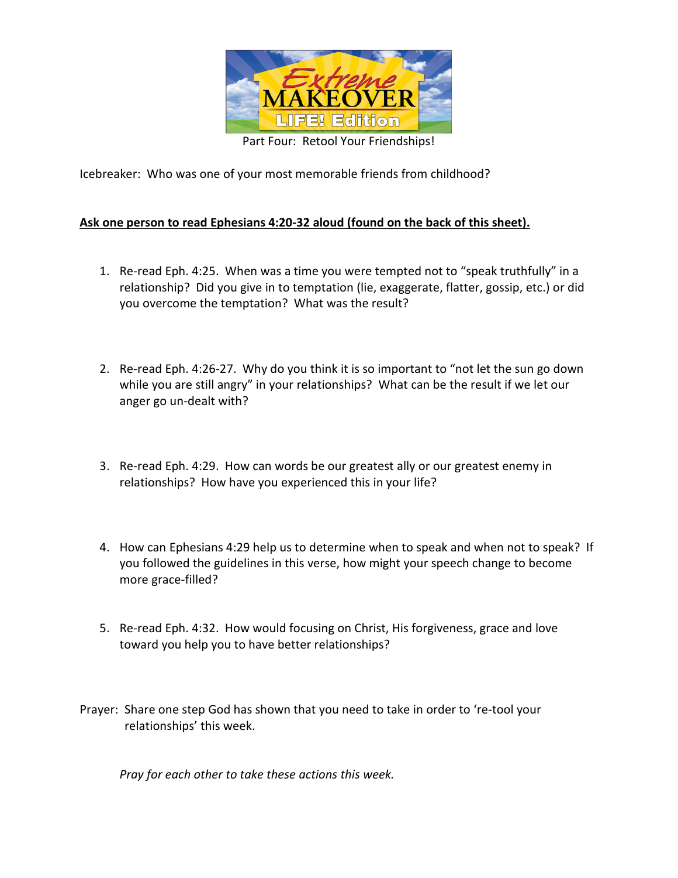Part Four: Retool Your Friendships!

Icebreaker: Who was one of your most memorable friends from childhood?

**Ask one person to read Ephesians 4:20-32 aloud (found on the back of this sheet).**

1. Re-read Eph. 4:25. When was a time you were tempted not to "speak truthfully" in a relationship? Did you give in to temptation (lie, exaggerate, flatter, gossip, etc.) or did you overcome the temptation? What was the result?

2. Re-read Eph. 4:26-27. Why do you think it is so important to "not let the sun go down while you are still angry" in your relationships? What can be the result if we let our anger go un-dealt with?

3. Re-read Eph. 4:29. How can words be our greatest ally or our greatest enemy in relationships? How have you experienced this in your life?

4. How can Ephesians 4:29 help us to determine when to speak and when not to speak? If you followed the guidelines in this verse, how might your speech change to become more grace-filled?

5. Re-read Eph. 4:32. How would focusing on Christ, His forgiveness, grace and love toward you help you to have better relationships?

Prayer: Share one step God has shown that you need to take in order to 're-tool your relationships' this week.

*Pray for each other to take these actions this week.*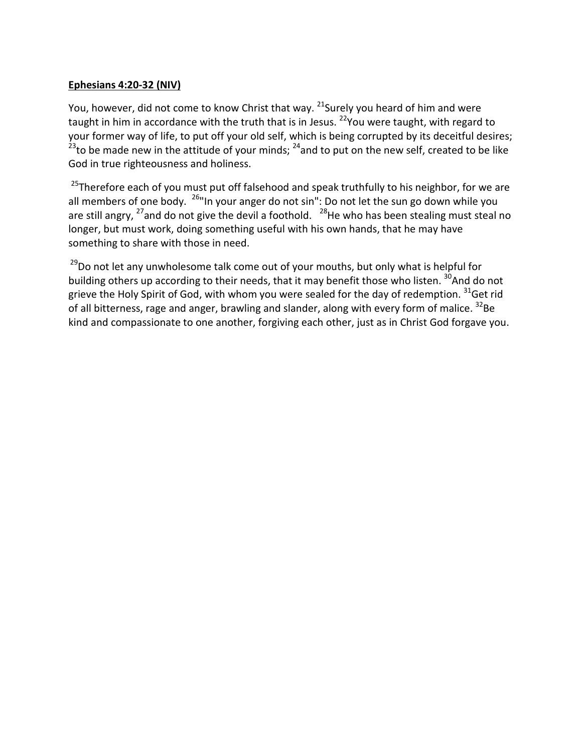**Ephesians 4:20-32 (NIV)**

You, however, did not come to know Christ that way. [21]Surely you heard of him and were taught in him in accordance with the truth that is in Jesus. [22]You were taught, with regard to your former way of life, to put off your old self, which is being corrupted by its deceitful desires; [23]to be made new in the attitude of your minds; [24]and to put on the new self, created to be like God in true righteousness and holiness.

[25]Therefore each of you must put off falsehood and speak truthfully to his neighbor, for we are all members of one body. [26]"In your anger do not sin": Do not let the sun go down while you are still angry, [27]and do not give the devil a foothold. [28]He who has been stealing must steal no longer, but must work, doing something useful with his own hands, that he may have something to share with those in need.

[29]Do not let any unwholesome talk come out of your mouths, but only what is helpful for building others up according to their needs, that it may benefit those who listen. [30]And do not grieve the Holy Spirit of God, with whom you were sealed for the day of redemption. [31]Get rid of all bitterness, rage and anger, brawling and slander, along with every form of malice. [32]Be kind and compassionate to one another, forgiving each other, just as in Christ God forgave you.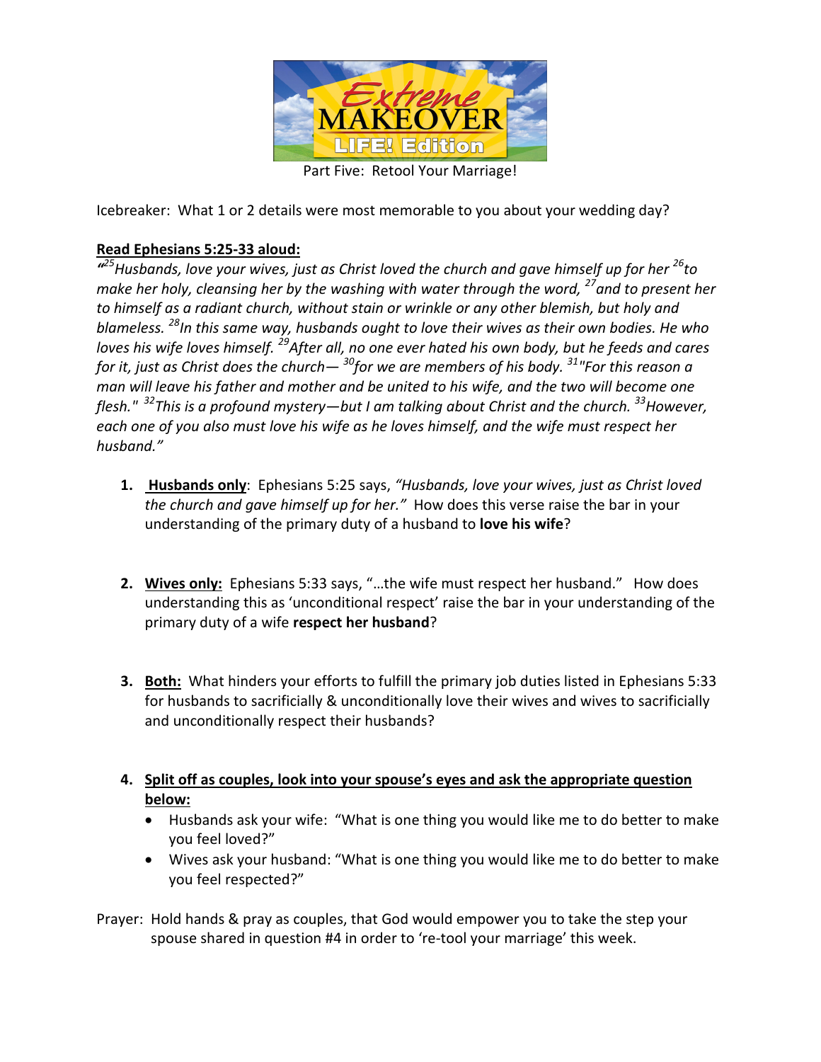Extreme Makeover LIFE! Edition

Part Five: Retool Your Marriage!

Icebreaker: What 1 or 2 details were most memorable to you about your wedding day?

**Read Ephesians 5:25-33 aloud:**

*"[25]Husbands, love your wives, just as Christ loved the church and gave himself up for her [26]to make her holy, cleansing her by the washing with water through the word, [27]and to present her to himself as a radiant church, without stain or wrinkle or any other blemish, but holy and blameless. [28]In this same way, husbands ought to love their wives as their own bodies. He who loves his wife loves himself. [29]After all, no one ever hated his own body, but he feeds and cares for it, just as Christ does the church— [30]for we are members of his body. [31]"For this reason a man will leave his father and mother and be united to his wife, and the two will become one flesh." [32]This is a profound mystery—but I am talking about Christ and the church. [33]However, each one of you also must love his wife as he loves himself, and the wife must respect her husband."*

1. **Husbands only**: Ephesians 5:25 says, *"Husbands, love your wives, just as Christ loved the church and gave himself up for her."* How does this verse raise the bar in your understanding of the primary duty of a husband to **love his wife**?

2. **Wives only:** Ephesians 5:33 says, "…the wife must respect her husband." How does understanding this as 'unconditional respect' raise the bar in your understanding of the primary duty of a wife **respect her husband**?

3. **Both:** What hinders your efforts to fulfill the primary job duties listed in Ephesians 5:33 for husbands to sacrificially & unconditionally love their wives and wives to sacrificially and unconditionally respect their husbands?

4. **Split off as couples, look into your spouse's eyes and ask the appropriate question below:**
   - Husbands ask your wife: "What is one thing you would like me to do better to make you feel loved?"
   - Wives ask your husband: "What is one thing you would like me to do better to make you feel respected?"

Prayer: Hold hands & pray as couples, that God would empower you to take the step your spouse shared in question #4 in order to 're-tool your marriage' this week.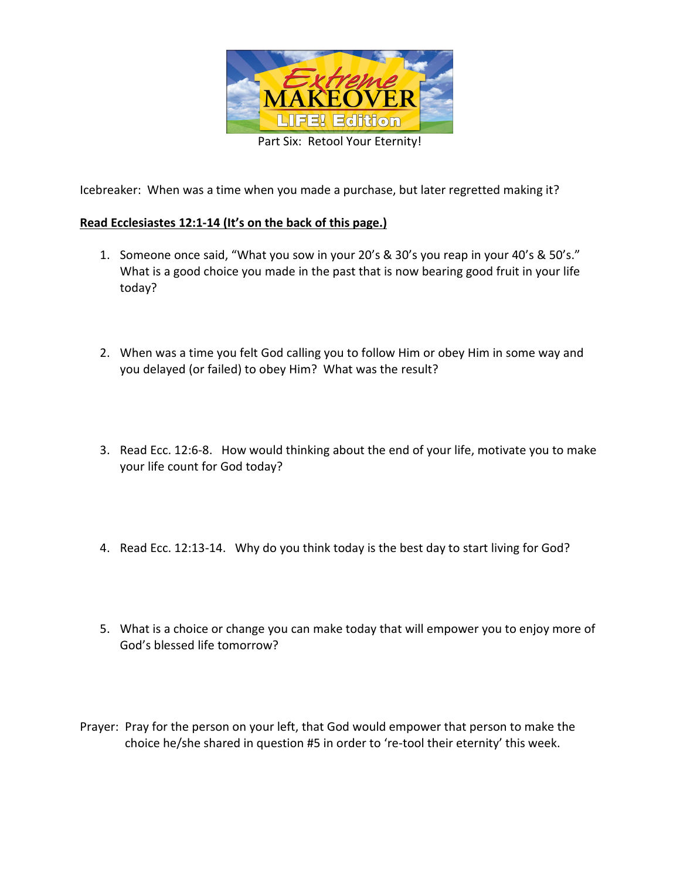Extreme MAKEOVER LIFE! Edition

Part Six: Retool Your Eternity!

Icebreaker: When was a time when you made a purchase, but later regretted making it?

**Read Ecclesiastes 12:1-14 (It's on the back of this page.)**

1. Someone once said, "What you sow in your 20's & 30's you reap in your 40's & 50's." What is a good choice you made in the past that is now bearing good fruit in your life today?

2. When was a time you felt God calling you to follow Him or obey Him in some way and you delayed (or failed) to obey Him? What was the result?

3. Read Ecc. 12:6-8. How would thinking about the end of your life, motivate you to make your life count for God today?

4. Read Ecc. 12:13-14. Why do you think today is the best day to start living for God?

5. What is a choice or change you can make today that will empower you to enjoy more of God's blessed life tomorrow?

Prayer: Pray for the person on your left, that God would empower that person to make the choice he/she shared in question #5 in order to 're-tool their eternity' this week.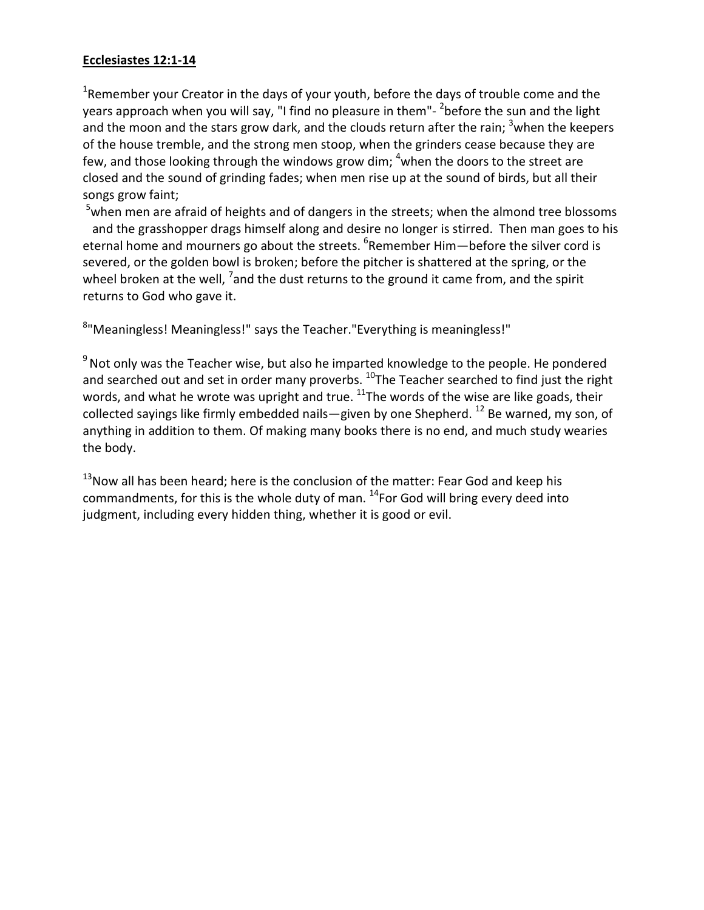**Ecclesiastes 12:1-14**

[1]Remember your Creator in the days of your youth, before the days of trouble come and the years approach when you will say, "I find no pleasure in them"- [2]before the sun and the light and the moon and the stars grow dark, and the clouds return after the rain; [3]when the keepers of the house tremble, and the strong men stoop, when the grinders cease because they are few, and those looking through the windows grow dim; [4]when the doors to the street are closed and the sound of grinding fades; when men rise up at the sound of birds, but all their songs grow faint;

[5]when men are afraid of heights and of dangers in the streets; when the almond tree blossoms and the grasshopper drags himself along and desire no longer is stirred. Then man goes to his eternal home and mourners go about the streets. [6]Remember Him—before the silver cord is severed, or the golden bowl is broken; before the pitcher is shattered at the spring, or the wheel broken at the well, [7]and the dust returns to the ground it came from, and the spirit returns to God who gave it.

[8]"Meaningless! Meaningless!" says the Teacher."Everything is meaningless!"

[9] Not only was the Teacher wise, but also he imparted knowledge to the people. He pondered and searched out and set in order many proverbs. [10]The Teacher searched to find just the right words, and what he wrote was upright and true. [11]The words of the wise are like goads, their collected sayings like firmly embedded nails—given by one Shepherd. [12] Be warned, my son, of anything in addition to them. Of making many books there is no end, and much study wearies the body.

[13]Now all has been heard; here is the conclusion of the matter: Fear God and keep his commandments, for this is the whole duty of man. [14]For God will bring every deed into judgment, including every hidden thing, whether it is good or evil.